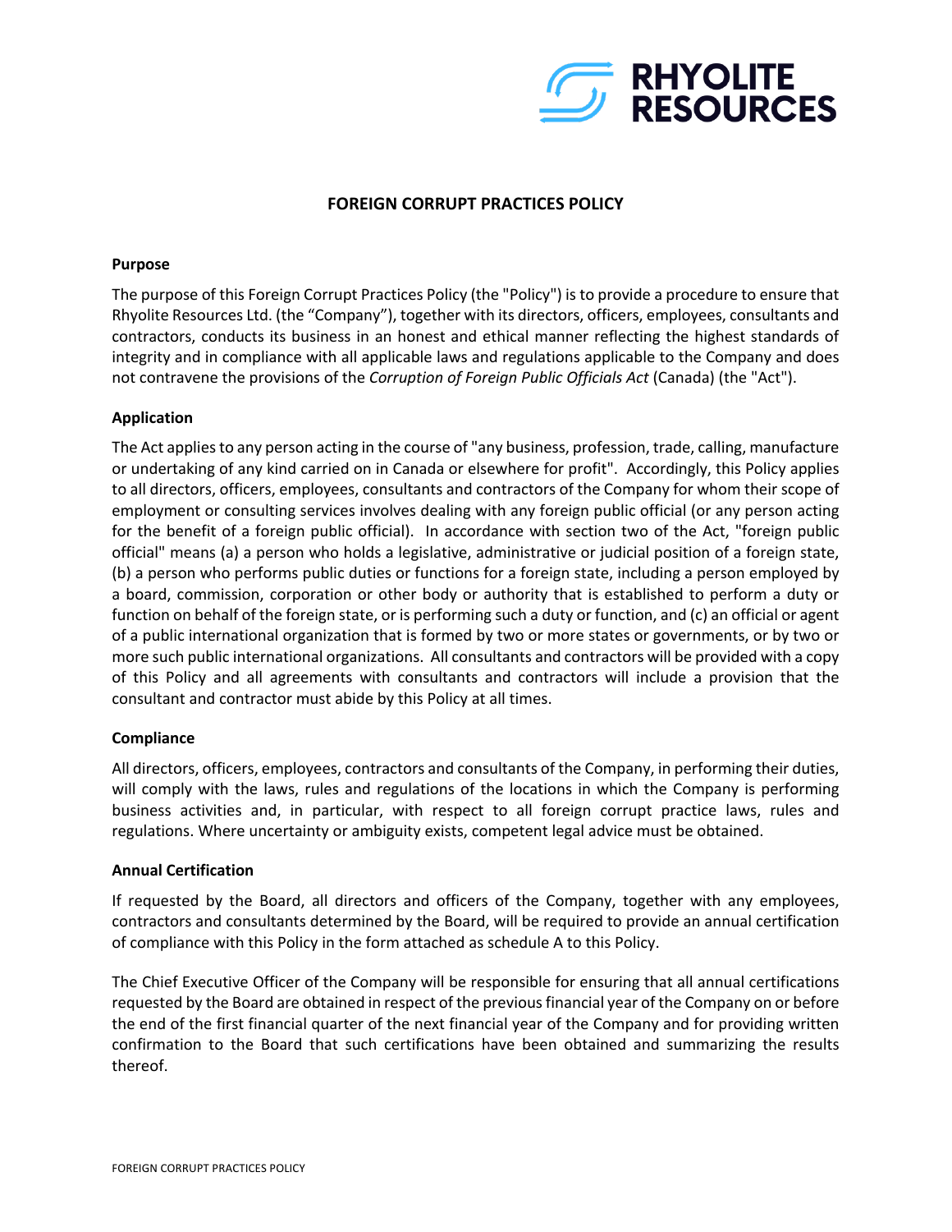# FOREIGN CORRUPT PRACTICES POLICY

## Purpose

The purpose of this Foreign Corrupt Practices Policy (the "Policy") is to provide a procedure to ensure that Rhyolite Resources Ltd. (the "Company"), together with its directors, officers, employees, consultants and contractors, conducts its business in an honest and ethical manner reflecting the highest standards of integrity and in compliance with all applicable laws and regulations applicable to the Company and does not contravene the provisions of the *Corruption of Foreign Public Officials Act* (Canada) (the "Act").

## Application

The Act applies to any person acting in the course of "any business, profession, trade, calling, manufacture or undertaking of any kind carried on in Canada or elsewhere for profit". Accordingly, this Policy applies to all directors, officers, employees, consultants and contractors of the Company for whom their scope of employment or consulting services involves dealing with any foreign public official (or any person acting for the benefit of a foreign public official). In accordance with section two of the Act, "foreign public official" means (a) a person who holds a legislative, administrative or judicial position of a foreign state, (b) a person who performs public duties or functions for a foreign state, including a person employed by a board, commission, corporation or other body or authority that is established to perform a duty or function on behalf of the foreign state, or is performing such a duty or function, and (c) an official or agent of a public international organization that is formed by two or more states or governments, or by two or more such public international organizations. All consultants and contractors will be provided with a copy of this Policy and all agreements with consultants and contractors will include a provision that the consultant and contractor must abide by this Policy at all times.

## Compliance

All directors, officers, employees, contractors and consultants of the Company, in performing their duties, will comply with the laws, rules and regulations of the locations in which the Company is performing business activities and, in particular, with respect to all foreign corrupt practice laws, rules and regulations. Where uncertainty or ambiguity exists, competent legal advice must be obtained.

## Annual Certification

If requested by the Board, all directors and officers of the Company, together with any employees, contractors and consultants determined by the Board, will be required to provide an annual certification of compliance with this Policy in the form attached as schedule A to this Policy.

The Chief Executive Officer of the Company will be responsible for ensuring that all annual certifications requested by the Board are obtained in respect of the previous financial year of the Company on or before the end of the first financial quarter of the next financial year of the Company and for providing written confirmation to the Board that such certifications have been obtained and summarizing the results thereof.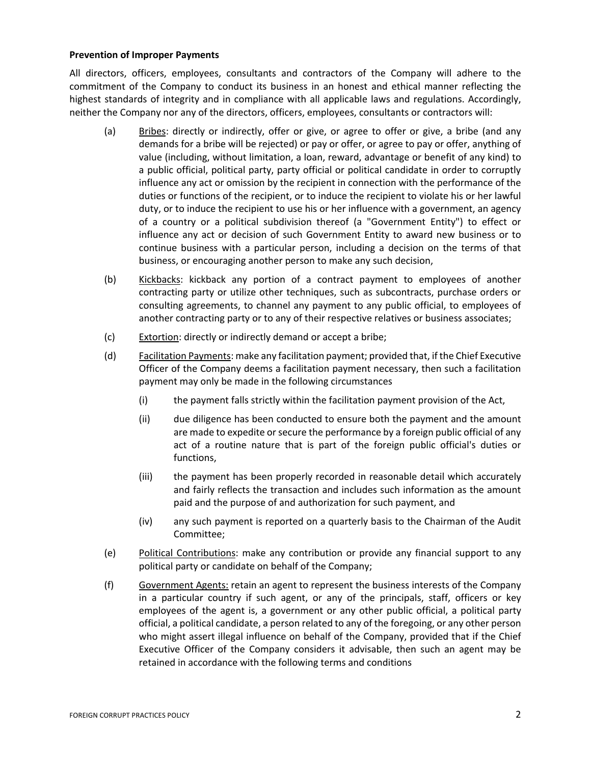**Prevention of Improper Payments**

All directors, officers, employees, consultants and contractors of the Company will adhere to the commitment of the Company to conduct its business in an honest and ethical manner reflecting the highest standards of integrity and in compliance with all applicable laws and regulations. Accordingly, neither the Company nor any of the directors, officers, employees, consultants or contractors will:

(a) Bribes: directly or indirectly, offer or give, or agree to offer or give, a bribe (and any demands for a bribe will be rejected) or pay or offer, or agree to pay or offer, anything of value (including, without limitation, a loan, reward, advantage or benefit of any kind) to a public official, political party, party official or political candidate in order to corruptly influence any act or omission by the recipient in connection with the performance of the duties or functions of the recipient, or to induce the recipient to violate his or her lawful duty, or to induce the recipient to use his or her influence with a government, an agency of a country or a political subdivision thereof (a "Government Entity") to effect or influence any act or decision of such Government Entity to award new business or to continue business with a particular person, including a decision on the terms of that business, or encouraging another person to make any such decision,

(b) Kickbacks: kickback any portion of a contract payment to employees of another contracting party or utilize other techniques, such as subcontracts, purchase orders or consulting agreements, to channel any payment to any public official, to employees of another contracting party or to any of their respective relatives or business associates;

(c) Extortion: directly or indirectly demand or accept a bribe;

(d) Facilitation Payments: make any facilitation payment; provided that, if the Chief Executive Officer of the Company deems a facilitation payment necessary, then such a facilitation payment may only be made in the following circumstances

  (i) the payment falls strictly within the facilitation payment provision of the Act,

  (ii) due diligence has been conducted to ensure both the payment and the amount are made to expedite or secure the performance by a foreign public official of any act of a routine nature that is part of the foreign public official's duties or functions,

  (iii) the payment has been properly recorded in reasonable detail which accurately and fairly reflects the transaction and includes such information as the amount paid and the purpose of and authorization for such payment, and

  (iv) any such payment is reported on a quarterly basis to the Chairman of the Audit Committee;

(e) Political Contributions: make any contribution or provide any financial support to any political party or candidate on behalf of the Company;

(f) Government Agents: retain an agent to represent the business interests of the Company in a particular country if such agent, or any of the principals, staff, officers or key employees of the agent is, a government or any other public official, a political party official, a political candidate, a person related to any of the foregoing, or any other person who might assert illegal influence on behalf of the Company, provided that if the Chief Executive Officer of the Company considers it advisable, then such an agent may be retained in accordance with the following terms and conditions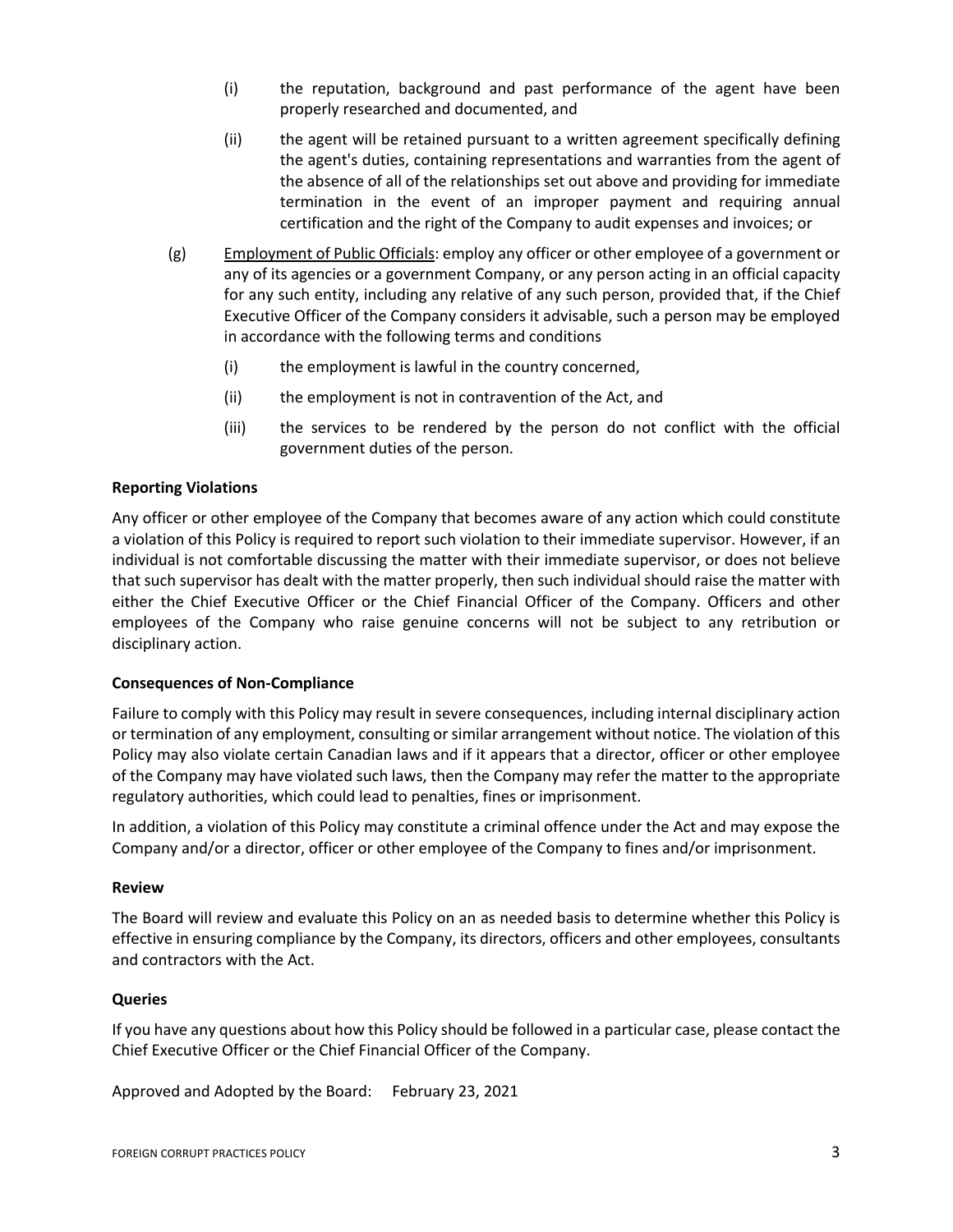(i) the reputation, background and past performance of the agent have been properly researched and documented, and

(ii) the agent will be retained pursuant to a written agreement specifically defining the agent's duties, containing representations and warranties from the agent of the absence of all of the relationships set out above and providing for immediate termination in the event of an improper payment and requiring annual certification and the right of the Company to audit expenses and invoices; or

(g) Employment of Public Officials: employ any officer or other employee of a government or any of its agencies or a government Company, or any person acting in an official capacity for any such entity, including any relative of any such person, provided that, if the Chief Executive Officer of the Company considers it advisable, such a person may be employed in accordance with the following terms and conditions

(i) the employment is lawful in the country concerned,

(ii) the employment is not in contravention of the Act, and

(iii) the services to be rendered by the person do not conflict with the official government duties of the person.

**Reporting Violations**

Any officer or other employee of the Company that becomes aware of any action which could constitute a violation of this Policy is required to report such violation to their immediate supervisor. However, if an individual is not comfortable discussing the matter with their immediate supervisor, or does not believe that such supervisor has dealt with the matter properly, then such individual should raise the matter with either the Chief Executive Officer or the Chief Financial Officer of the Company. Officers and other employees of the Company who raise genuine concerns will not be subject to any retribution or disciplinary action.

**Consequences of Non-Compliance**

Failure to comply with this Policy may result in severe consequences, including internal disciplinary action or termination of any employment, consulting or similar arrangement without notice. The violation of this Policy may also violate certain Canadian laws and if it appears that a director, officer or other employee of the Company may have violated such laws, then the Company may refer the matter to the appropriate regulatory authorities, which could lead to penalties, fines or imprisonment.

In addition, a violation of this Policy may constitute a criminal offence under the Act and may expose the Company and/or a director, officer or other employee of the Company to fines and/or imprisonment.

**Review**

The Board will review and evaluate this Policy on an as needed basis to determine whether this Policy is effective in ensuring compliance by the Company, its directors, officers and other employees, consultants and contractors with the Act.

**Queries**

If you have any questions about how this Policy should be followed in a particular case, please contact the Chief Executive Officer or the Chief Financial Officer of the Company.

Approved and Adopted by the Board: February 23, 2021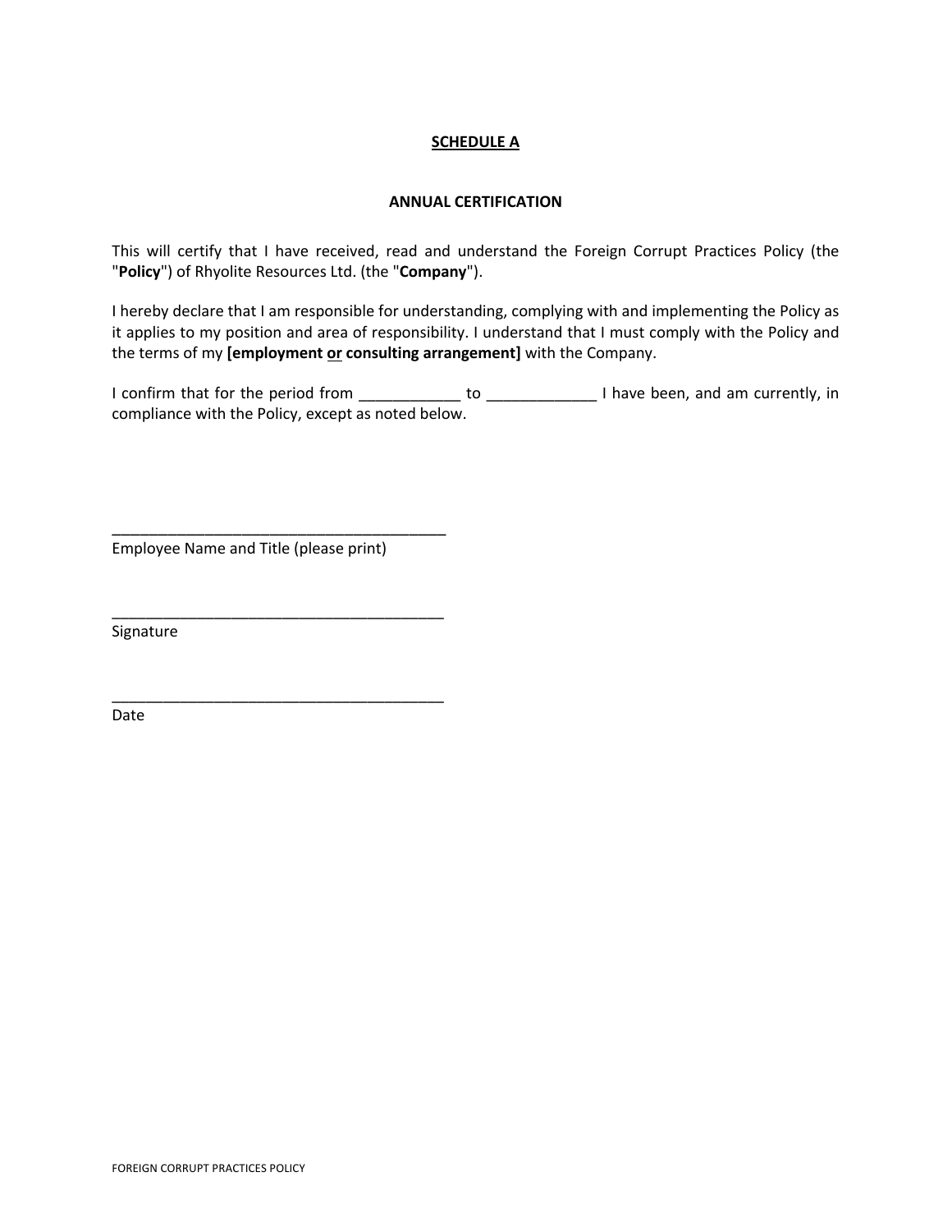## **SCHEDULE A**

## ANNUAL CERTIFICATION

This will certify that I have received, read and understand the Foreign Corrupt Practices Policy (the "**Policy**") of Rhyolite Resources Ltd. (the "**Company**").

I hereby declare that I am responsible for understanding, complying with and implementing the Policy as it applies to my position and area of responsibility. I understand that I must comply with the Policy and the terms of my **[employment <u>or</u> consulting arrangement]** with the Company.

I confirm that for the period from ____________ to _____________ I have been, and am currently, in compliance with the Policy, except as noted below.

________________________________________
Employee Name and Title (please print)

________________________________________
Signature

________________________________________
Date